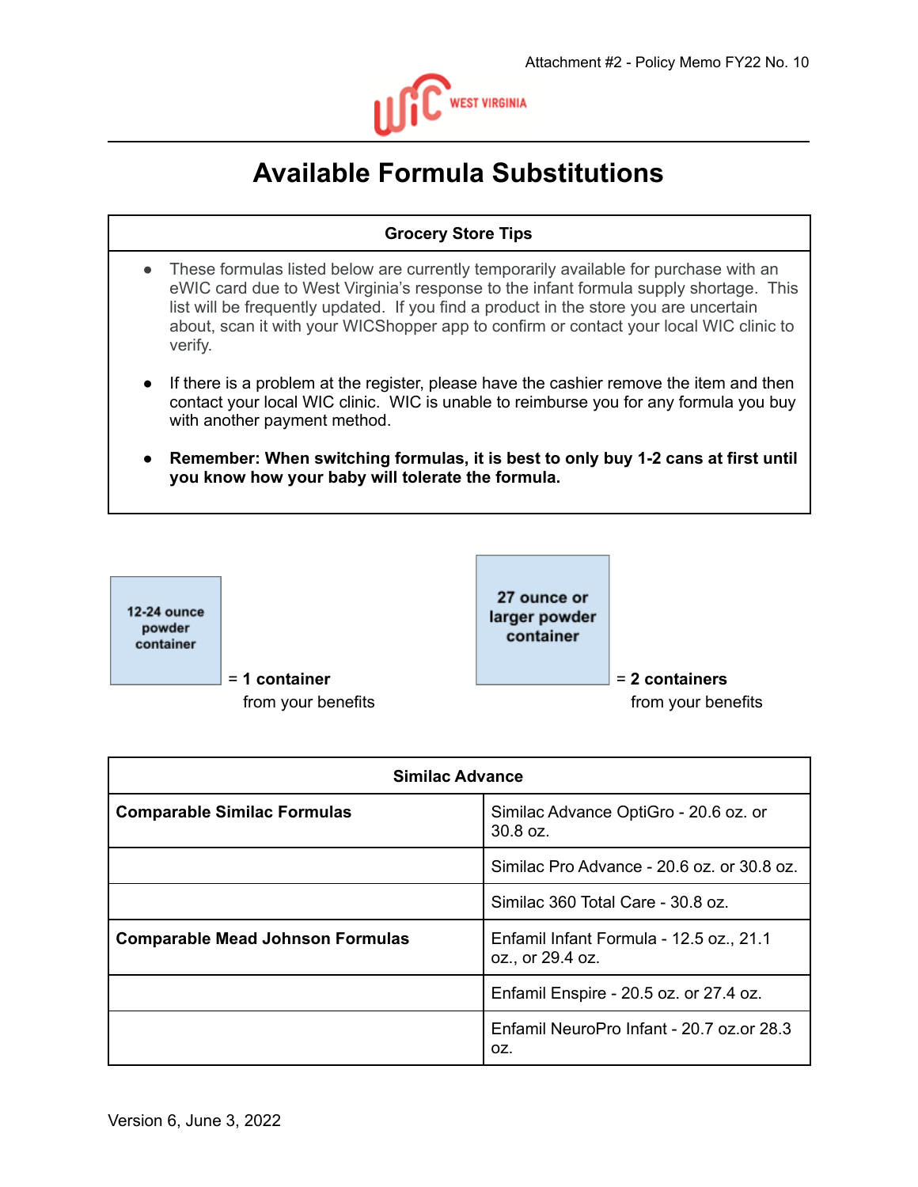Attachment #2 - Policy Memo FY22 No. 10

WIC WEST VIRGINIA

# Available Formula Substitutions

| Grocery Store Tips |
|---|
| • These formulas listed below are currently temporarily available for purchase with an eWIC card due to West Virginia's response to the infant formula supply shortage. This list will be frequently updated. If you find a product in the store you are uncertain about, scan it with your WICShopper app to confirm or contact your local WIC clinic to verify.<br><br>• If there is a problem at the register, please have the cashier remove the item and then contact your local WIC clinic. WIC is unable to reimburse you for any formula you buy with another payment method.<br><br>• **Remember: When switching formulas, it is best to only buy 1-2 cans at first until you know how your baby will tolerate the formula.** |

**12-24 ounce powder container** = **1 container** from your benefits

**27 ounce or larger powder container** = **2 containers** from your benefits

| **Similac Advance** | |
|---|---|
| **Comparable Similac Formulas** | Similac Advance OptiGro - 20.6 oz. or 30.8 oz. |
| | Similac Pro Advance - 20.6 oz. or 30.8 oz. |
| | Similac 360 Total Care - 30.8 oz. |
| **Comparable Mead Johnson Formulas** | Enfamil Infant Formula - 12.5 oz., 21.1 oz., or 29.4 oz. |
| | Enfamil Enspire - 20.5 oz. or 27.4 oz. |
| | Enfamil NeuroPro Infant - 20.7 oz.or 28.3 oz. |

Version 6, June 3, 2022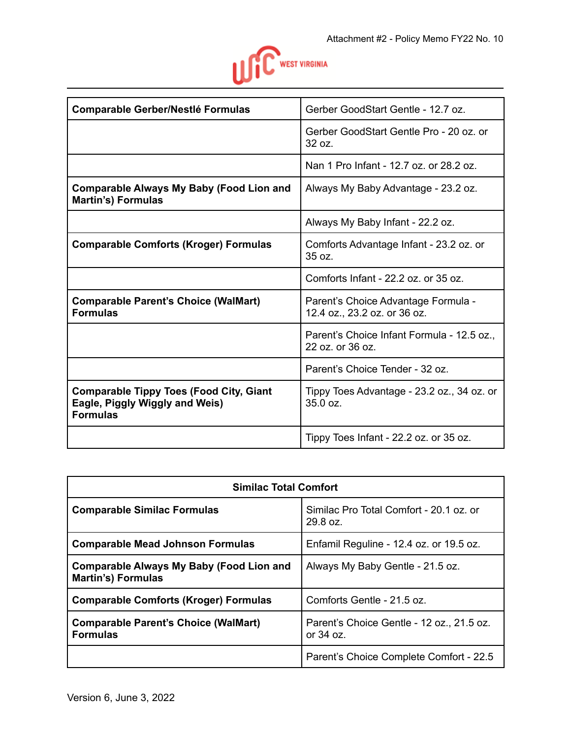| Comparable Gerber/Nestlé Formulas | Gerber GoodStart Gentle - 12.7 oz. |
|---|---|
| | Gerber GoodStart Gentle Pro - 20 oz. or 32 oz. |
| | Nan 1 Pro Infant - 12.7 oz. or 28.2 oz. |
| **Comparable Always My Baby (Food Lion and Martin's) Formulas** | Always My Baby Advantage - 23.2 oz. |
| | Always My Baby Infant - 22.2 oz. |
| **Comparable Comforts (Kroger) Formulas** | Comforts Advantage Infant - 23.2 oz. or 35 oz. |
| | Comforts Infant - 22.2 oz. or 35 oz. |
| **Comparable Parent's Choice (WalMart) Formulas** | Parent's Choice Advantage Formula - 12.4 oz., 23.2 oz. or 36 oz. |
| | Parent's Choice Infant Formula - 12.5 oz., 22 oz. or 36 oz. |
| | Parent's Choice Tender - 32 oz. |
| **Comparable Tippy Toes (Food City, Giant Eagle, Piggly Wiggly and Weis) Formulas** | Tippy Toes Advantage - 23.2 oz., 34 oz. or 35.0 oz. |
| | Tippy Toes Infant - 22.2 oz. or 35 oz. |

| Similac Total Comfort | |
|---|---|
| **Comparable Similac Formulas** | Similac Pro Total Comfort - 20.1 oz. or 29.8 oz. |
| **Comparable Mead Johnson Formulas** | Enfamil Reguline - 12.4 oz. or 19.5 oz. |
| **Comparable Always My Baby (Food Lion and Martin's) Formulas** | Always My Baby Gentle - 21.5 oz. |
| **Comparable Comforts (Kroger) Formulas** | Comforts Gentle - 21.5 oz. |
| **Comparable Parent's Choice (WalMart) Formulas** | Parent's Choice Gentle - 12 oz., 21.5 oz. or 34 oz. |
| | Parent's Choice Complete Comfort - 22.5 |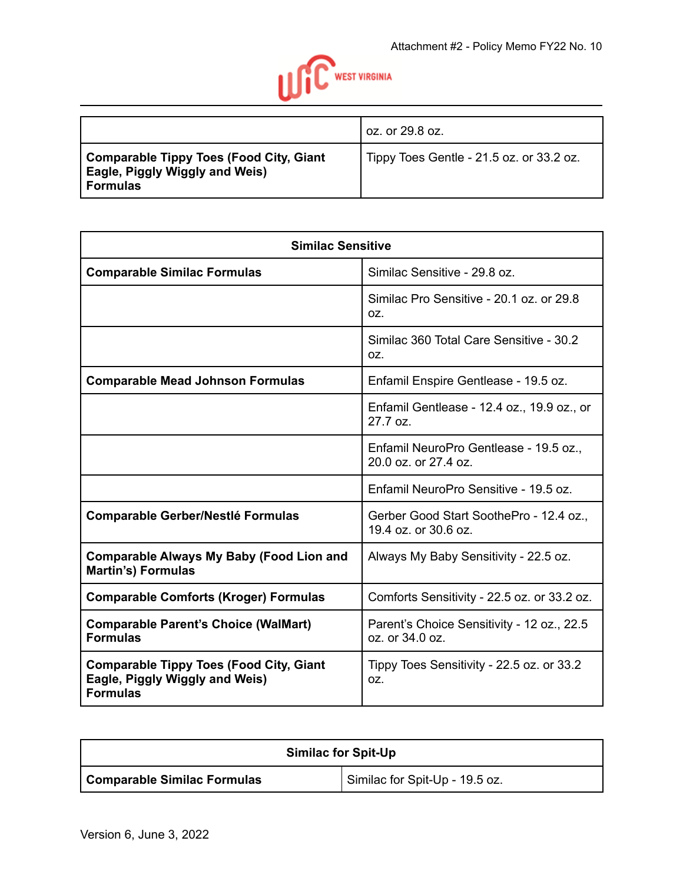| | |
|---|---|
| | oz. or 29.8 oz. |
| **Comparable Tippy Toes (Food City, Giant Eagle, Piggly Wiggly and Weis) Formulas** | Tippy Toes Gentle - 21.5 oz. or 33.2 oz. |

| **Similac Sensitive** | |
|---|---|
| **Comparable Similac Formulas** | Similac Sensitive - 29.8 oz. |
| | Similac Pro Sensitive - 20.1 oz. or 29.8 oz. |
| | Similac 360 Total Care Sensitive - 30.2 oz. |
| **Comparable Mead Johnson Formulas** | Enfamil Enspire Gentlease - 19.5 oz. |
| | Enfamil Gentlease - 12.4 oz., 19.9 oz., or 27.7 oz. |
| | Enfamil NeuroPro Gentlease - 19.5 oz., 20.0 oz. or 27.4 oz. |
| | Enfamil NeuroPro Sensitive - 19.5 oz. |
| **Comparable Gerber/Nestlé Formulas** | Gerber Good Start SoothePro - 12.4 oz., 19.4 oz. or 30.6 oz. |
| **Comparable Always My Baby (Food Lion and Martin's) Formulas** | Always My Baby Sensitivity - 22.5 oz. |
| **Comparable Comforts (Kroger) Formulas** | Comforts Sensitivity - 22.5 oz. or 33.2 oz. |
| **Comparable Parent's Choice (WalMart) Formulas** | Parent's Choice Sensitivity - 12 oz., 22.5 oz. or 34.0 oz. |
| **Comparable Tippy Toes (Food City, Giant Eagle, Piggly Wiggly and Weis) Formulas** | Tippy Toes Sensitivity - 22.5 oz. or 33.2 oz. |

| **Similac for Spit-Up** | |
|---|---|
| **Comparable Similac Formulas** | Similac for Spit-Up - 19.5 oz. |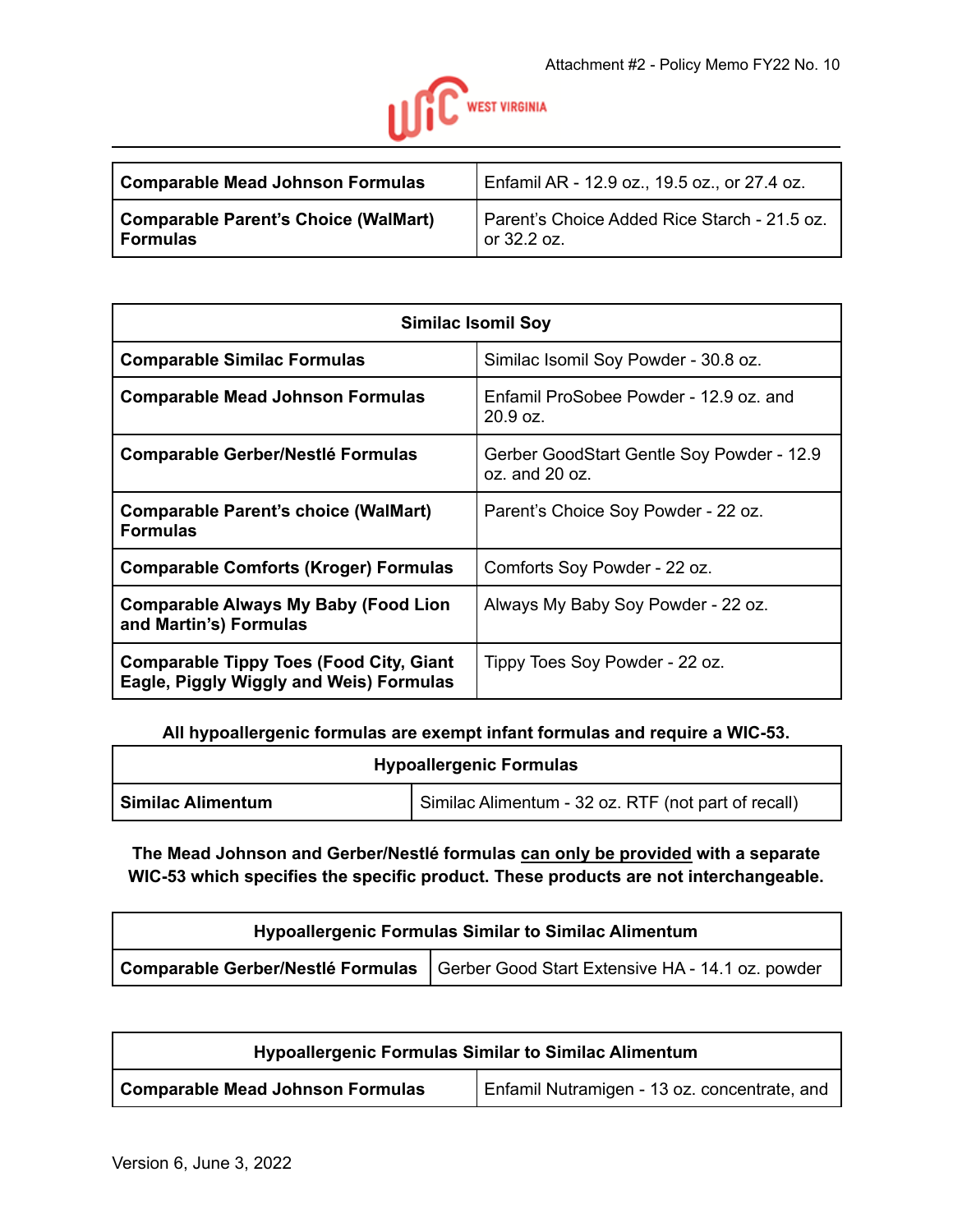| Comparable Mead Johnson Formulas | Enfamil AR - 12.9 oz., 19.5 oz., or 27.4 oz. |
|---|---|
| **Comparable Parent's Choice (WalMart) Formulas** | Parent's Choice Added Rice Starch - 21.5 oz. or 32.2 oz. |

| Similac Isomil Soy | |
|---|---|
| **Comparable Similac Formulas** | Similac Isomil Soy Powder - 30.8 oz. |
| **Comparable Mead Johnson Formulas** | Enfamil ProSobee Powder - 12.9 oz. and 20.9 oz. |
| **Comparable Gerber/Nestlé Formulas** | Gerber GoodStart Gentle Soy Powder - 12.9 oz. and 20 oz. |
| **Comparable Parent's choice (WalMart) Formulas** | Parent's Choice Soy Powder - 22 oz. |
| **Comparable Comforts (Kroger) Formulas** | Comforts Soy Powder - 22 oz. |
| **Comparable Always My Baby (Food Lion and Martin's) Formulas** | Always My Baby Soy Powder - 22 oz. |
| **Comparable Tippy Toes (Food City, Giant Eagle, Piggly Wiggly and Weis) Formulas** | Tippy Toes Soy Powder - 22 oz. |

**All hypoallergenic formulas are exempt infant formulas and require a WIC-53.**

| Hypoallergenic Formulas | |
|---|---|
| **Similac Alimentum** | Similac Alimentum - 32 oz. RTF (not part of recall) |

**The Mead Johnson and Gerber/Nestlé formulas can only be provided with a separate WIC-53 which specifies the specific product. These products are not interchangeable.**

| Hypoallergenic Formulas Similar to Similac Alimentum | |
|---|---|
| **Comparable Gerber/Nestlé Formulas** | Gerber Good Start Extensive HA - 14.1 oz. powder |

| Hypoallergenic Formulas Similar to Similac Alimentum | |
|---|---|
| **Comparable Mead Johnson Formulas** | Enfamil Nutramigen - 13 oz. concentrate, and |

Version 6, June 3, 2022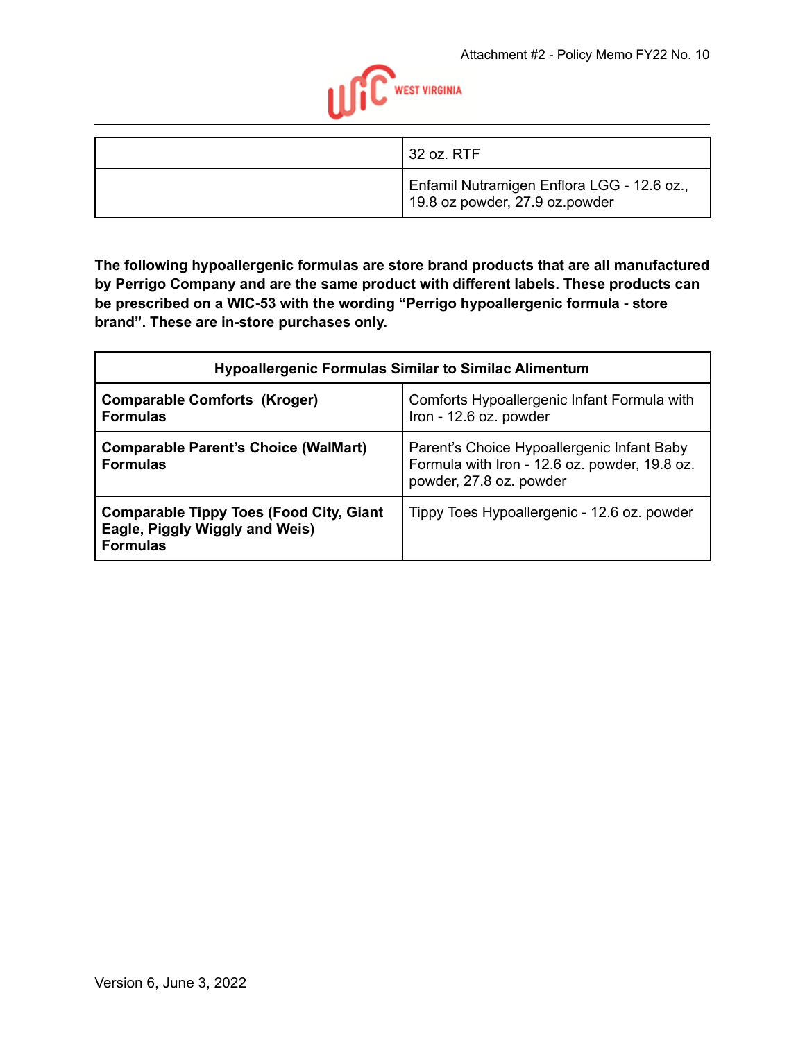| | |
|---|---|
| | 32 oz. RTF |
| | Enfamil Nutramigen Enflora LGG - 12.6 oz., 19.8 oz powder, 27.9 oz.powder |

**The following hypoallergenic formulas are store brand products that are all manufactured by Perrigo Company and are the same product with different labels. These products can be prescribed on a WIC-53 with the wording "Perrigo hypoallergenic formula - store brand". These are in-store purchases only.**

| Hypoallergenic Formulas Similar to Similac Alimentum | |
|---|---|
| **Comparable Comforts (Kroger) Formulas** | Comforts Hypoallergenic Infant Formula with Iron - 12.6 oz. powder |
| **Comparable Parent's Choice (WalMart) Formulas** | Parent's Choice Hypoallergenic Infant Baby Formula with Iron - 12.6 oz. powder, 19.8 oz. powder, 27.8 oz. powder |
| **Comparable Tippy Toes (Food City, Giant Eagle, Piggly Wiggly and Weis) Formulas** | Tippy Toes Hypoallergenic - 12.6 oz. powder |